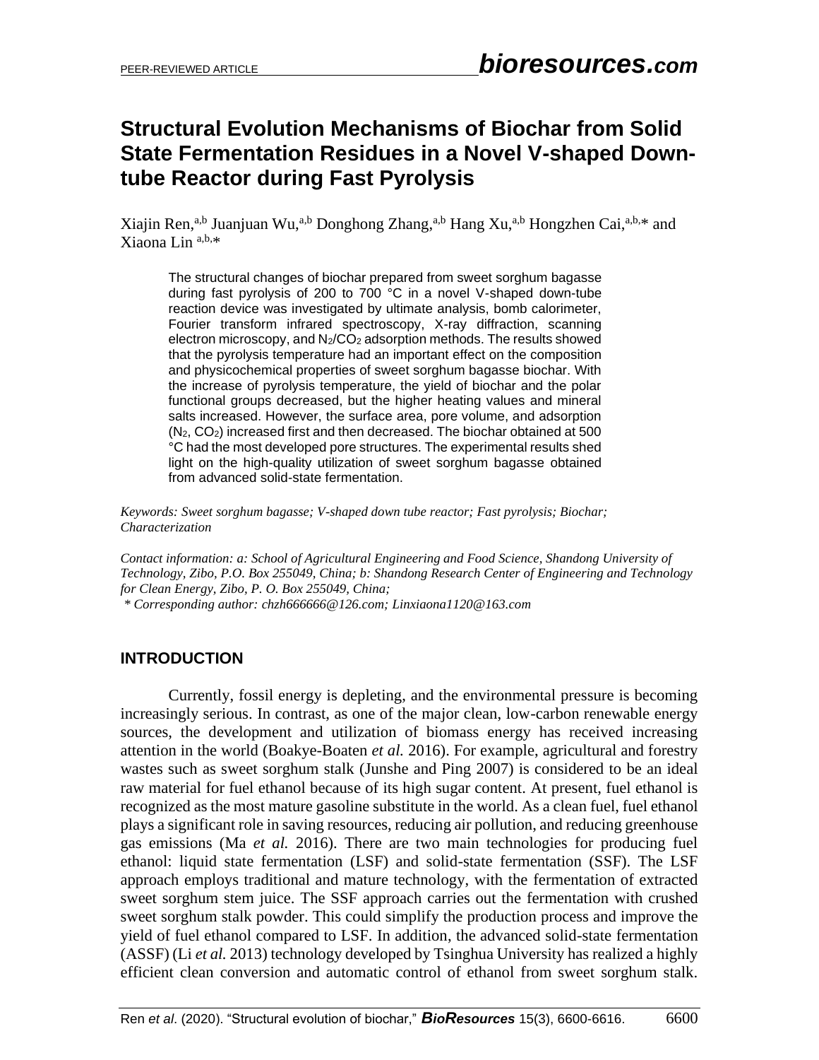# Structural Evolution Mechanisms of Biochar from Solid State Fermentation Residues in a Novel V-shaped Down-tube Reactor during Fast Pyrolysis

Xiajin Ren,[a,b] Juanjuan Wu,[a,b] Donghong Zhang,[a,b] Hang Xu,[a,b] Hongzhen Cai,[a,b,*] and Xiaona Lin [a,b,*]

The structural changes of biochar prepared from sweet sorghum bagasse during fast pyrolysis of 200 to 700 °C in a novel V-shaped down-tube reaction device was investigated by ultimate analysis, bomb calorimeter, Fourier transform infrared spectroscopy, X-ray diffraction, scanning electron microscopy, and $N_2$/$CO_2$ adsorption methods. The results showed that the pyrolysis temperature had an important effect on the composition and physicochemical properties of sweet sorghum bagasse biochar. With the increase of pyrolysis temperature, the yield of biochar and the polar functional groups decreased, but the higher heating values and mineral salts increased. However, the surface area, pore volume, and adsorption ($N_2$, $CO_2$) increased first and then decreased. The biochar obtained at 500 °C had the most developed pore structures. The experimental results shed light on the high-quality utilization of sweet sorghum bagasse obtained from advanced solid-state fermentation.

*Keywords: Sweet sorghum bagasse; V-shaped down tube reactor; Fast pyrolysis; Biochar; Characterization*

*Contact information: a: School of Agricultural Engineering and Food Science, Shandong University of Technology, Zibo, P.O. Box 255049, China; b: Shandong Research Center of Engineering and Technology for Clean Energy, Zibo, P. O. Box 255049, China;*
*\* Corresponding author: chzh666666@126.com; Linxiaona1120@163.com*

## INTRODUCTION

Currently, fossil energy is depleting, and the environmental pressure is becoming increasingly serious. In contrast, as one of the major clean, low-carbon renewable energy sources, the development and utilization of biomass energy has received increasing attention in the world (Boakye-Boaten *et al.* 2016). For example, agricultural and forestry wastes such as sweet sorghum stalk (Junshe and Ping 2007) is considered to be an ideal raw material for fuel ethanol because of its high sugar content. At present, fuel ethanol is recognized as the most mature gasoline substitute in the world. As a clean fuel, fuel ethanol plays a significant role in saving resources, reducing air pollution, and reducing greenhouse gas emissions (Ma *et al.* 2016). There are two main technologies for producing fuel ethanol: liquid state fermentation (LSF) and solid-state fermentation (SSF). The LSF approach employs traditional and mature technology, with the fermentation of extracted sweet sorghum stem juice. The SSF approach carries out the fermentation with crushed sweet sorghum stalk powder. This could simplify the production process and improve the yield of fuel ethanol compared to LSF. In addition, the advanced solid-state fermentation (ASSF) (Li *et al.* 2013) technology developed by Tsinghua University has realized a highly efficient clean conversion and automatic control of ethanol from sweet sorghum stalk.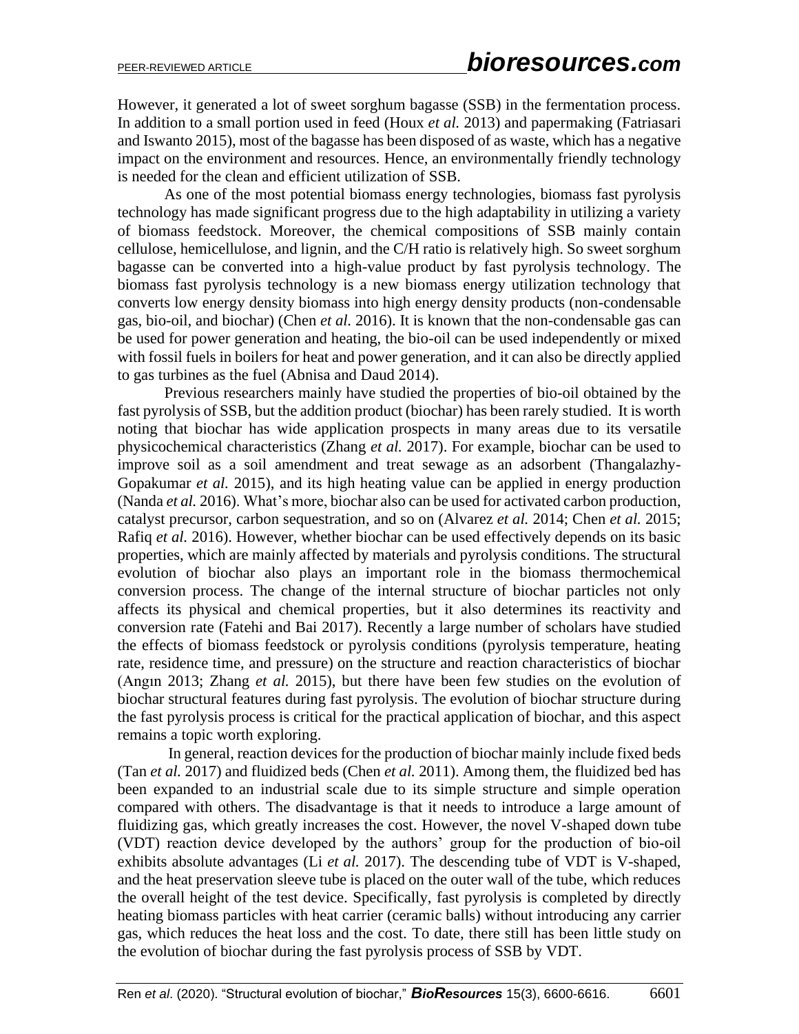However, it generated a lot of sweet sorghum bagasse (SSB) in the fermentation process. In addition to a small portion used in feed (Houx *et al.* 2013) and papermaking (Fatriasari and Iswanto 2015), most of the bagasse has been disposed of as waste, which has a negative impact on the environment and resources. Hence, an environmentally friendly technology is needed for the clean and efficient utilization of SSB.

As one of the most potential biomass energy technologies, biomass fast pyrolysis technology has made significant progress due to the high adaptability in utilizing a variety of biomass feedstock. Moreover, the chemical compositions of SSB mainly contain cellulose, hemicellulose, and lignin, and the C/H ratio is relatively high. So sweet sorghum bagasse can be converted into a high-value product by fast pyrolysis technology. The biomass fast pyrolysis technology is a new biomass energy utilization technology that converts low energy density biomass into high energy density products (non-condensable gas, bio-oil, and biochar) (Chen *et al.* 2016). It is known that the non-condensable gas can be used for power generation and heating, the bio-oil can be used independently or mixed with fossil fuels in boilers for heat and power generation, and it can also be directly applied to gas turbines as the fuel (Abnisa and Daud 2014).

Previous researchers mainly have studied the properties of bio-oil obtained by the fast pyrolysis of SSB, but the addition product (biochar) has been rarely studied. It is worth noting that biochar has wide application prospects in many areas due to its versatile physicochemical characteristics (Zhang *et al.* 2017). For example, biochar can be used to improve soil as a soil amendment and treat sewage as an adsorbent (Thangalazhy-Gopakumar *et al.* 2015), and its high heating value can be applied in energy production (Nanda *et al.* 2016). What's more, biochar also can be used for activated carbon production, catalyst precursor, carbon sequestration, and so on (Alvarez *et al.* 2014; Chen *et al.* 2015; Rafiq *et al.* 2016). However, whether biochar can be used effectively depends on its basic properties, which are mainly affected by materials and pyrolysis conditions. The structural evolution of biochar also plays an important role in the biomass thermochemical conversion process. The change of the internal structure of biochar particles not only affects its physical and chemical properties, but it also determines its reactivity and conversion rate (Fatehi and Bai 2017). Recently a large number of scholars have studied the effects of biomass feedstock or pyrolysis conditions (pyrolysis temperature, heating rate, residence time, and pressure) on the structure and reaction characteristics of biochar (Angın 2013; Zhang *et al.* 2015), but there have been few studies on the evolution of biochar structural features during fast pyrolysis. The evolution of biochar structure during the fast pyrolysis process is critical for the practical application of biochar, and this aspect remains a topic worth exploring.

In general, reaction devices for the production of biochar mainly include fixed beds (Tan *et al.* 2017) and fluidized beds (Chen *et al.* 2011). Among them, the fluidized bed has been expanded to an industrial scale due to its simple structure and simple operation compared with others. The disadvantage is that it needs to introduce a large amount of fluidizing gas, which greatly increases the cost. However, the novel V-shaped down tube (VDT) reaction device developed by the authors' group for the production of bio-oil exhibits absolute advantages (Li *et al.* 2017). The descending tube of VDT is V-shaped, and the heat preservation sleeve tube is placed on the outer wall of the tube, which reduces the overall height of the test device. Specifically, fast pyrolysis is completed by directly heating biomass particles with heat carrier (ceramic balls) without introducing any carrier gas, which reduces the heat loss and the cost. To date, there still has been little study on the evolution of biochar during the fast pyrolysis process of SSB by VDT.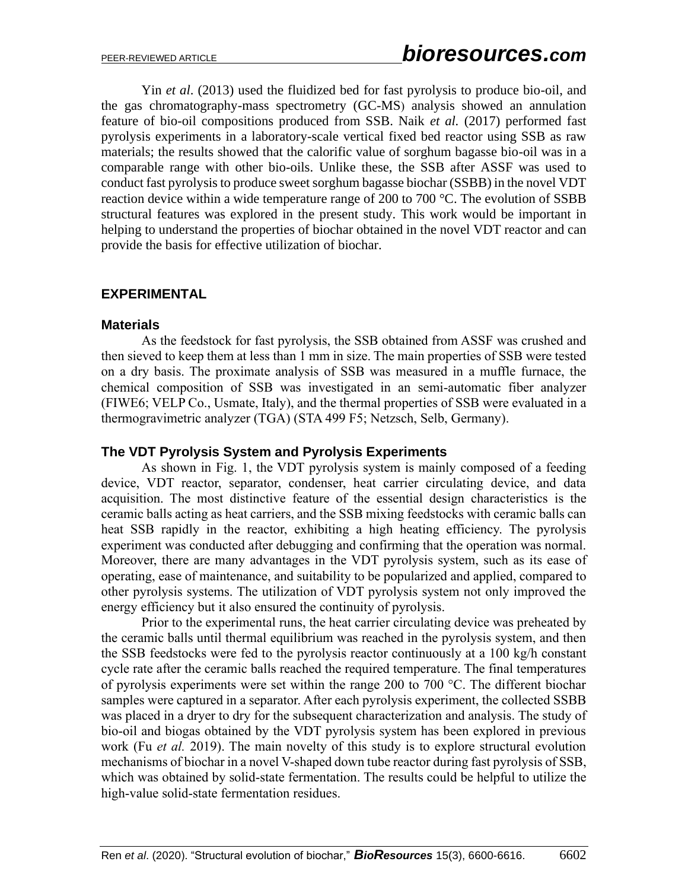Yin *et al.* (2013) used the fluidized bed for fast pyrolysis to produce bio-oil, and the gas chromatography-mass spectrometry (GC-MS) analysis showed an annulation feature of bio-oil compositions produced from SSB. Naik *et al.* (2017) performed fast pyrolysis experiments in a laboratory-scale vertical fixed bed reactor using SSB as raw materials; the results showed that the calorific value of sorghum bagasse bio-oil was in a comparable range with other bio-oils. Unlike these, the SSB after ASSF was used to conduct fast pyrolysis to produce sweet sorghum bagasse biochar (SSBB) in the novel VDT reaction device within a wide temperature range of 200 to 700 °C. The evolution of SSBB structural features was explored in the present study. This work would be important in helping to understand the properties of biochar obtained in the novel VDT reactor and can provide the basis for effective utilization of biochar.

## EXPERIMENTAL

### Materials

As the feedstock for fast pyrolysis, the SSB obtained from ASSF was crushed and then sieved to keep them at less than 1 mm in size. The main properties of SSB were tested on a dry basis. The proximate analysis of SSB was measured in a muffle furnace, the chemical composition of SSB was investigated in an semi-automatic fiber analyzer (FIWE6; VELP Co., Usmate, Italy), and the thermal properties of SSB were evaluated in a thermogravimetric analyzer (TGA) (STA 499 F5; Netzsch, Selb, Germany).

### The VDT Pyrolysis System and Pyrolysis Experiments

As shown in Fig. 1, the VDT pyrolysis system is mainly composed of a feeding device, VDT reactor, separator, condenser, heat carrier circulating device, and data acquisition. The most distinctive feature of the essential design characteristics is the ceramic balls acting as heat carriers, and the SSB mixing feedstocks with ceramic balls can heat SSB rapidly in the reactor, exhibiting a high heating efficiency. The pyrolysis experiment was conducted after debugging and confirming that the operation was normal. Moreover, there are many advantages in the VDT pyrolysis system, such as its ease of operating, ease of maintenance, and suitability to be popularized and applied, compared to other pyrolysis systems. The utilization of VDT pyrolysis system not only improved the energy efficiency but it also ensured the continuity of pyrolysis.

Prior to the experimental runs, the heat carrier circulating device was preheated by the ceramic balls until thermal equilibrium was reached in the pyrolysis system, and then the SSB feedstocks were fed to the pyrolysis reactor continuously at a 100 kg/h constant cycle rate after the ceramic balls reached the required temperature. The final temperatures of pyrolysis experiments were set within the range 200 to 700 °C. The different biochar samples were captured in a separator. After each pyrolysis experiment, the collected SSBB was placed in a dryer to dry for the subsequent characterization and analysis. The study of bio-oil and biogas obtained by the VDT pyrolysis system has been explored in previous work (Fu *et al.* 2019). The main novelty of this study is to explore structural evolution mechanisms of biochar in a novel V-shaped down tube reactor during fast pyrolysis of SSB, which was obtained by solid-state fermentation. The results could be helpful to utilize the high-value solid-state fermentation residues.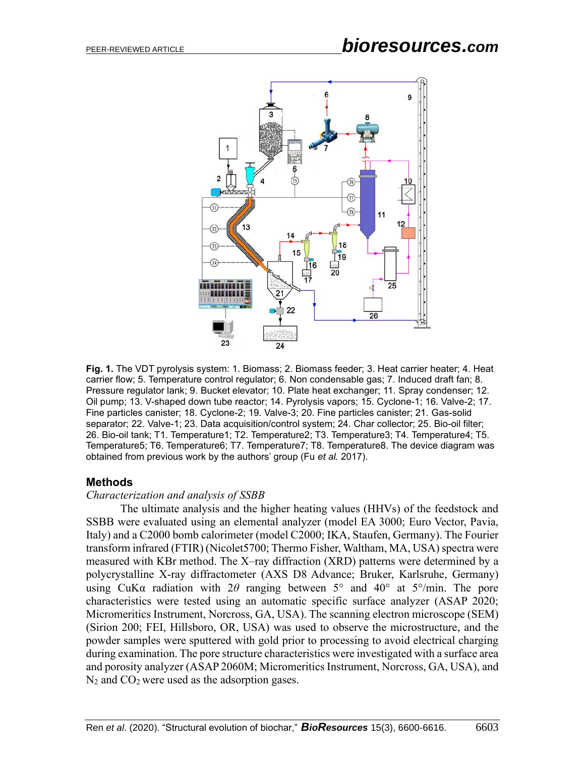**Fig. 1.** The VDT pyrolysis system: 1. Biomass; 2. Biomass feeder; 3. Heat carrier heater; 4. Heat carrier flow; 5. Temperature control regulator; 6. Non condensable gas; 7. Induced draft fan; 8. Pressure regulator lank; 9. Bucket elevator; 10. Plate heat exchanger; 11. Spray condenser; 12. Oil pump; 13. V-shaped down tube reactor; 14. Pyrolysis vapors; 15. Cyclone-1; 16. Valve-2; 17. Fine particles canister; 18. Cyclone-2; 19. Valve-3; 20. Fine particles canister; 21. Gas-solid separator; 22. Valve-1; 23. Data acquisition/control system; 24. Char collector; 25. Bio-oil filter; 26. Bio-oil tank; T1. Temperature1; T2. Temperature2; T3. Temperature3; T4. Temperature4; T5. Temperature5; T6. Temperature6; T7. Temperature7; T8. Temperature8. The device diagram was obtained from previous work by the authors' group (Fu *et al.* 2017).

## Methods

*Characterization and analysis of SSBB*

The ultimate analysis and the higher heating values (HHVs) of the feedstock and SSBB were evaluated using an elemental analyzer (model EA 3000; Euro Vector, Pavia, Italy) and a C2000 bomb calorimeter (model C2000; IKA, Staufen, Germany). The Fourier transform infrared (FTIR) (Nicolet5700; Thermo Fisher, Waltham, MA, USA) spectra were measured with KBr method. The X–ray diffraction (XRD) patterns were determined by a polycrystalline X-ray diffractometer (AXS D8 Advance; Bruker, Karlsruhe, Germany) using CuKα radiation with $2\theta$ ranging between 5° and 40° at 5°/min. The pore characteristics were tested using an automatic specific surface analyzer (ASAP 2020; Micromeritics Instrument, Norcross, GA, USA). The scanning electron microscope (SEM) (Sirion 200; FEI, Hillsboro, OR, USA) was used to observe the microstructure, and the powder samples were sputtered with gold prior to processing to avoid electrical charging during examination. The pore structure characteristics were investigated with a surface area and porosity analyzer (ASAP 2060M; Micromeritics Instrument, Norcross, GA, USA), and $N_2$ and $CO_2$ were used as the adsorption gases.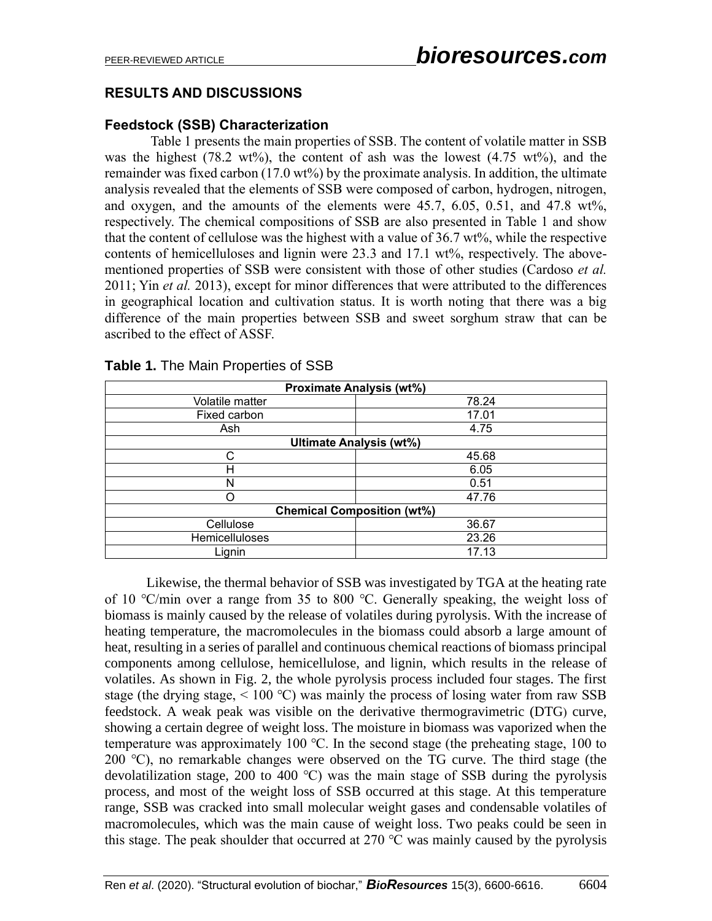## RESULTS AND DISCUSSIONS

### Feedstock (SSB) Characterization

Table 1 presents the main properties of SSB. The content of volatile matter in SSB was the highest (78.2 wt%), the content of ash was the lowest (4.75 wt%), and the remainder was fixed carbon (17.0 wt%) by the proximate analysis. In addition, the ultimate analysis revealed that the elements of SSB were composed of carbon, hydrogen, nitrogen, and oxygen, and the amounts of the elements were 45.7, 6.05, 0.51, and 47.8 wt%, respectively. The chemical compositions of SSB are also presented in Table 1 and show that the content of cellulose was the highest with a value of 36.7 wt%, while the respective contents of hemicelluloses and lignin were 23.3 and 17.1 wt%, respectively. The above-mentioned properties of SSB were consistent with those of other studies (Cardoso *et al.* 2011; Yin *et al.* 2013), except for minor differences that were attributed to the differences in geographical location and cultivation status. It is worth noting that there was a big difference of the main properties between SSB and sweet sorghum straw that can be ascribed to the effect of ASSF.

**Table 1.** The Main Properties of SSB

| **Proximate Analysis (wt%)** | |
|---|---|
| Volatile matter | 78.24 |
| Fixed carbon | 17.01 |
| Ash | 4.75 |
| **Ultimate Analysis (wt%)** | |
| C | 45.68 |
| H | 6.05 |
| N | 0.51 |
| O | 47.76 |
| **Chemical Composition (wt%)** | |
| Cellulose | 36.67 |
| Hemicelluloses | 23.26 |
| Lignin | 17.13 |

Likewise, the thermal behavior of SSB was investigated by TGA at the heating rate of 10 ℃/min over a range from 35 to 800 ℃. Generally speaking, the weight loss of biomass is mainly caused by the release of volatiles during pyrolysis. With the increase of heating temperature, the macromolecules in the biomass could absorb a large amount of heat, resulting in a series of parallel and continuous chemical reactions of biomass principal components among cellulose, hemicellulose, and lignin, which results in the release of volatiles. As shown in Fig. 2, the whole pyrolysis process included four stages. The first stage (the drying stage, < 100 ℃) was mainly the process of losing water from raw SSB feedstock. A weak peak was visible on the derivative thermogravimetric (DTG) curve, showing a certain degree of weight loss. The moisture in biomass was vaporized when the temperature was approximately 100 ℃. In the second stage (the preheating stage, 100 to 200 ℃), no remarkable changes were observed on the TG curve. The third stage (the devolatilization stage, 200 to 400 ℃) was the main stage of SSB during the pyrolysis process, and most of the weight loss of SSB occurred at this stage. At this temperature range, SSB was cracked into small molecular weight gases and condensable volatiles of macromolecules, which was the main cause of weight loss. Two peaks could be seen in this stage. The peak shoulder that occurred at 270 ℃ was mainly caused by the pyrolysis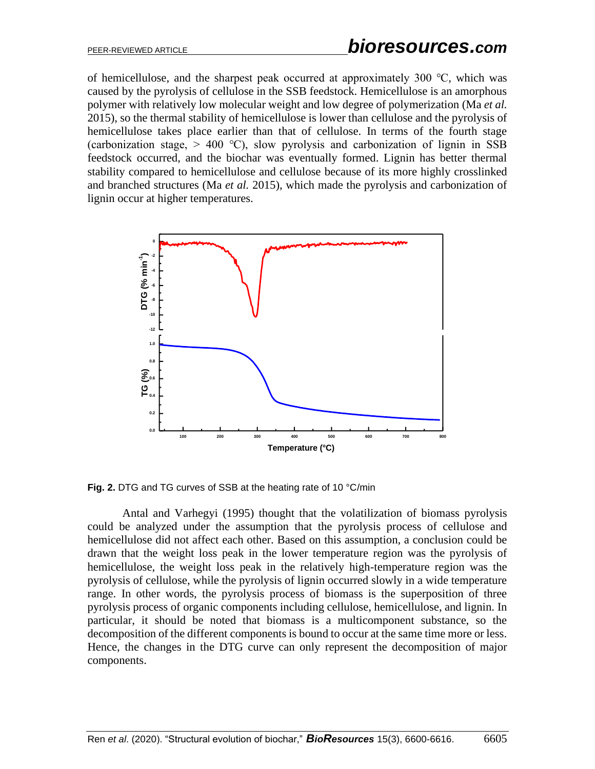of hemicellulose, and the sharpest peak occurred at approximately 300 ℃, which was caused by the pyrolysis of cellulose in the SSB feedstock. Hemicellulose is an amorphous polymer with relatively low molecular weight and low degree of polymerization (Ma *et al.* 2015), so the thermal stability of hemicellulose is lower than cellulose and the pyrolysis of hemicellulose takes place earlier than that of cellulose. In terms of the fourth stage (carbonization stage, > 400 ℃), slow pyrolysis and carbonization of lignin in SSB feedstock occurred, and the biochar was eventually formed. Lignin has better thermal stability compared to hemicellulose and cellulose because of its more highly crosslinked and branched structures (Ma *et al.* 2015), which made the pyrolysis and carbonization of lignin occur at higher temperatures.

**Fig. 2.** DTG and TG curves of SSB at the heating rate of 10 °C/min

Antal and Varhegyi (1995) thought that the volatilization of biomass pyrolysis could be analyzed under the assumption that the pyrolysis process of cellulose and hemicellulose did not affect each other. Based on this assumption, a conclusion could be drawn that the weight loss peak in the lower temperature region was the pyrolysis of hemicellulose, the weight loss peak in the relatively high-temperature region was the pyrolysis of cellulose, while the pyrolysis of lignin occurred slowly in a wide temperature range. In other words, the pyrolysis process of biomass is the superposition of three pyrolysis process of organic components including cellulose, hemicellulose, and lignin. In particular, it should be noted that biomass is a multicomponent substance, so the decomposition of the different components is bound to occur at the same time more or less. Hence, the changes in the DTG curve can only represent the decomposition of major components.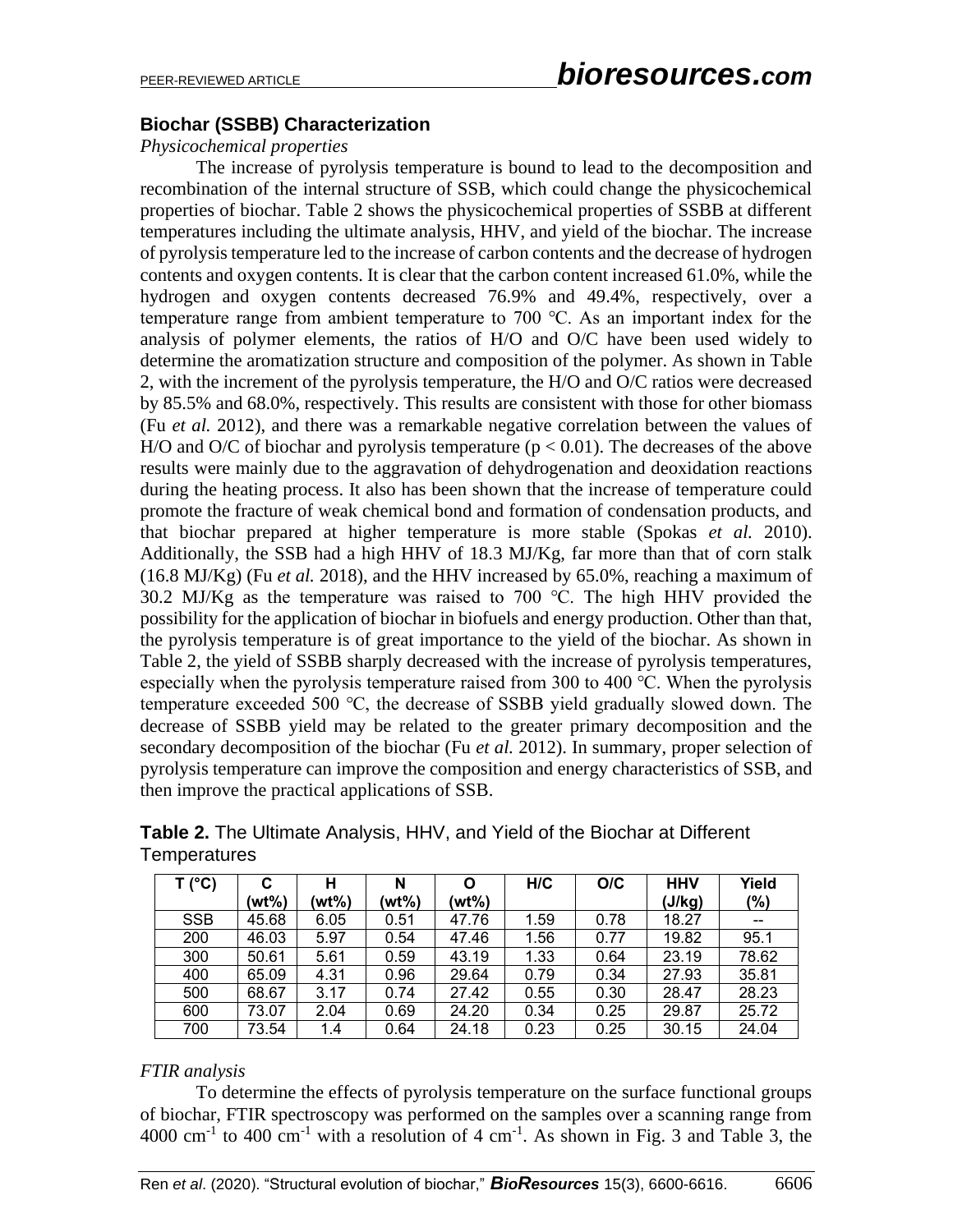### Biochar (SSBB) Characterization

*Physicochemical properties*

The increase of pyrolysis temperature is bound to lead to the decomposition and recombination of the internal structure of SSB, which could change the physicochemical properties of biochar. Table 2 shows the physicochemical properties of SSBB at different temperatures including the ultimate analysis, HHV, and yield of the biochar. The increase of pyrolysis temperature led to the increase of carbon contents and the decrease of hydrogen contents and oxygen contents. It is clear that the carbon content increased 61.0%, while the hydrogen and oxygen contents decreased 76.9% and 49.4%, respectively, over a temperature range from ambient temperature to 700 ℃. As an important index for the analysis of polymer elements, the ratios of H/O and O/C have been used widely to determine the aromatization structure and composition of the polymer. As shown in Table 2, with the increment of the pyrolysis temperature, the H/O and O/C ratios were decreased by 85.5% and 68.0%, respectively. This results are consistent with those for other biomass (Fu *et al.* 2012), and there was a remarkable negative correlation between the values of H/O and O/C of biochar and pyrolysis temperature ($p < 0.01$). The decreases of the above results were mainly due to the aggravation of dehydrogenation and deoxidation reactions during the heating process. It also has been shown that the increase of temperature could promote the fracture of weak chemical bond and formation of condensation products, and that biochar prepared at higher temperature is more stable (Spokas *et al.* 2010). Additionally, the SSB had a high HHV of 18.3 MJ/Kg, far more than that of corn stalk (16.8 MJ/Kg) (Fu *et al.* 2018), and the HHV increased by 65.0%, reaching a maximum of 30.2 MJ/Kg as the temperature was raised to 700 ℃. The high HHV provided the possibility for the application of biochar in biofuels and energy production. Other than that, the pyrolysis temperature is of great importance to the yield of the biochar. As shown in Table 2, the yield of SSBB sharply decreased with the increase of pyrolysis temperatures, especially when the pyrolysis temperature raised from 300 to 400 ℃. When the pyrolysis temperature exceeded 500 ℃, the decrease of SSBB yield gradually slowed down. The decrease of SSBB yield may be related to the greater primary decomposition and the secondary decomposition of the biochar (Fu *et al.* 2012). In summary, proper selection of pyrolysis temperature can improve the composition and energy characteristics of SSB, and then improve the practical applications of SSB.

**Table 2.** The Ultimate Analysis, HHV, and Yield of the Biochar at Different Temperatures

| T (°C) | C (wt%) | H (wt%) | N (wt%) | O (wt%) | H/C | O/C | HHV (J/kg) | Yield (%) |
|---|---|---|---|---|---|---|---|---|
| SSB | 45.68 | 6.05 | 0.51 | 47.76 | 1.59 | 0.78 | 18.27 | -- |
| 200 | 46.03 | 5.97 | 0.54 | 47.46 | 1.56 | 0.77 | 19.82 | 95.1 |
| 300 | 50.61 | 5.61 | 0.59 | 43.19 | 1.33 | 0.64 | 23.19 | 78.62 |
| 400 | 65.09 | 4.31 | 0.96 | 29.64 | 0.79 | 0.34 | 27.93 | 35.81 |
| 500 | 68.67 | 3.17 | 0.74 | 27.42 | 0.55 | 0.30 | 28.47 | 28.23 |
| 600 | 73.07 | 2.04 | 0.69 | 24.20 | 0.34 | 0.25 | 29.87 | 25.72 |
| 700 | 73.54 | 1.4 | 0.64 | 24.18 | 0.23 | 0.25 | 30.15 | 24.04 |

*FTIR analysis*

To determine the effects of pyrolysis temperature on the surface functional groups of biochar, FTIR spectroscopy was performed on the samples over a scanning range from 4000 $cm^{-1}$ to 400 $cm^{-1}$ with a resolution of 4 $cm^{-1}$. As shown in Fig. 3 and Table 3, the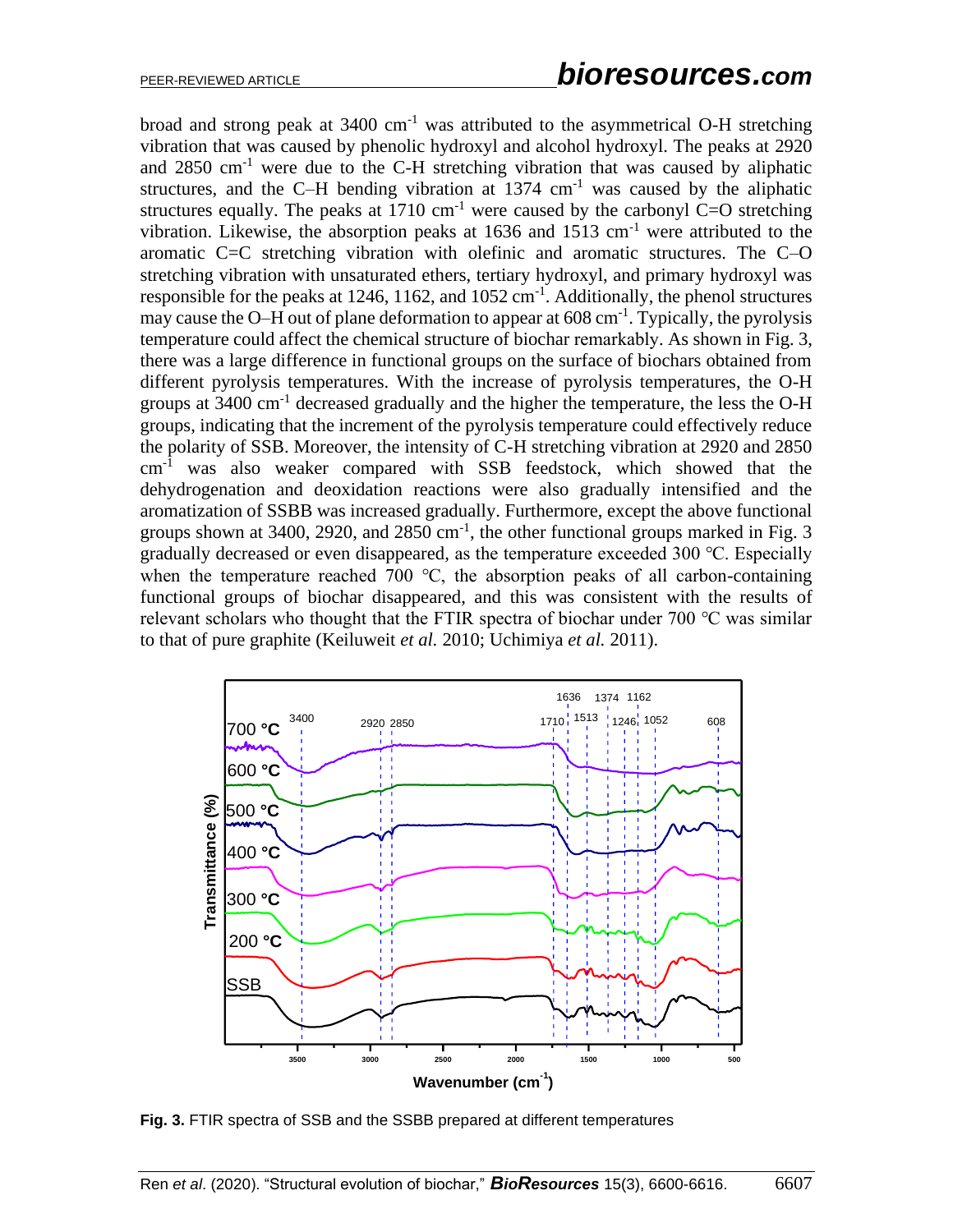broad and strong peak at 3400 cm$^{-1}$ was attributed to the asymmetrical O-H stretching vibration that was caused by phenolic hydroxyl and alcohol hydroxyl. The peaks at 2920 and 2850 cm$^{-1}$ were due to the C-H stretching vibration that was caused by aliphatic structures, and the C–H bending vibration at 1374 cm$^{-1}$ was caused by the aliphatic structures equally. The peaks at 1710 cm$^{-1}$ were caused by the carbonyl C=O stretching vibration. Likewise, the absorption peaks at 1636 and 1513 cm$^{-1}$ were attributed to the aromatic C=C stretching vibration with olefinic and aromatic structures. The C–O stretching vibration with unsaturated ethers, tertiary hydroxyl, and primary hydroxyl was responsible for the peaks at 1246, 1162, and 1052 cm$^{-1}$. Additionally, the phenol structures may cause the O–H out of plane deformation to appear at 608 cm$^{-1}$. Typically, the pyrolysis temperature could affect the chemical structure of biochar remarkably. As shown in Fig. 3, there was a large difference in functional groups on the surface of biochars obtained from different pyrolysis temperatures. With the increase of pyrolysis temperatures, the O-H groups at 3400 cm$^{-1}$ decreased gradually and the higher the temperature, the less the O-H groups, indicating that the increment of the pyrolysis temperature could effectively reduce the polarity of SSB. Moreover, the intensity of C-H stretching vibration at 2920 and 2850 cm$^{-1}$ was also weaker compared with SSB feedstock, which showed that the dehydrogenation and deoxidation reactions were also gradually intensified and the aromatization of SSBB was increased gradually. Furthermore, except the above functional groups shown at 3400, 2920, and 2850 cm$^{-1}$, the other functional groups marked in Fig. 3 gradually decreased or even disappeared, as the temperature exceeded 300 ℃. Especially when the temperature reached 700 ℃, the absorption peaks of all carbon-containing functional groups of biochar disappeared, and this was consistent with the results of relevant scholars who thought that the FTIR spectra of biochar under 700 ℃ was similar to that of pure graphite (Keiluweit *et al.* 2010; Uchimiya *et al.* 2011).

**Fig. 3.** FTIR spectra of SSB and the SSBB prepared at different temperatures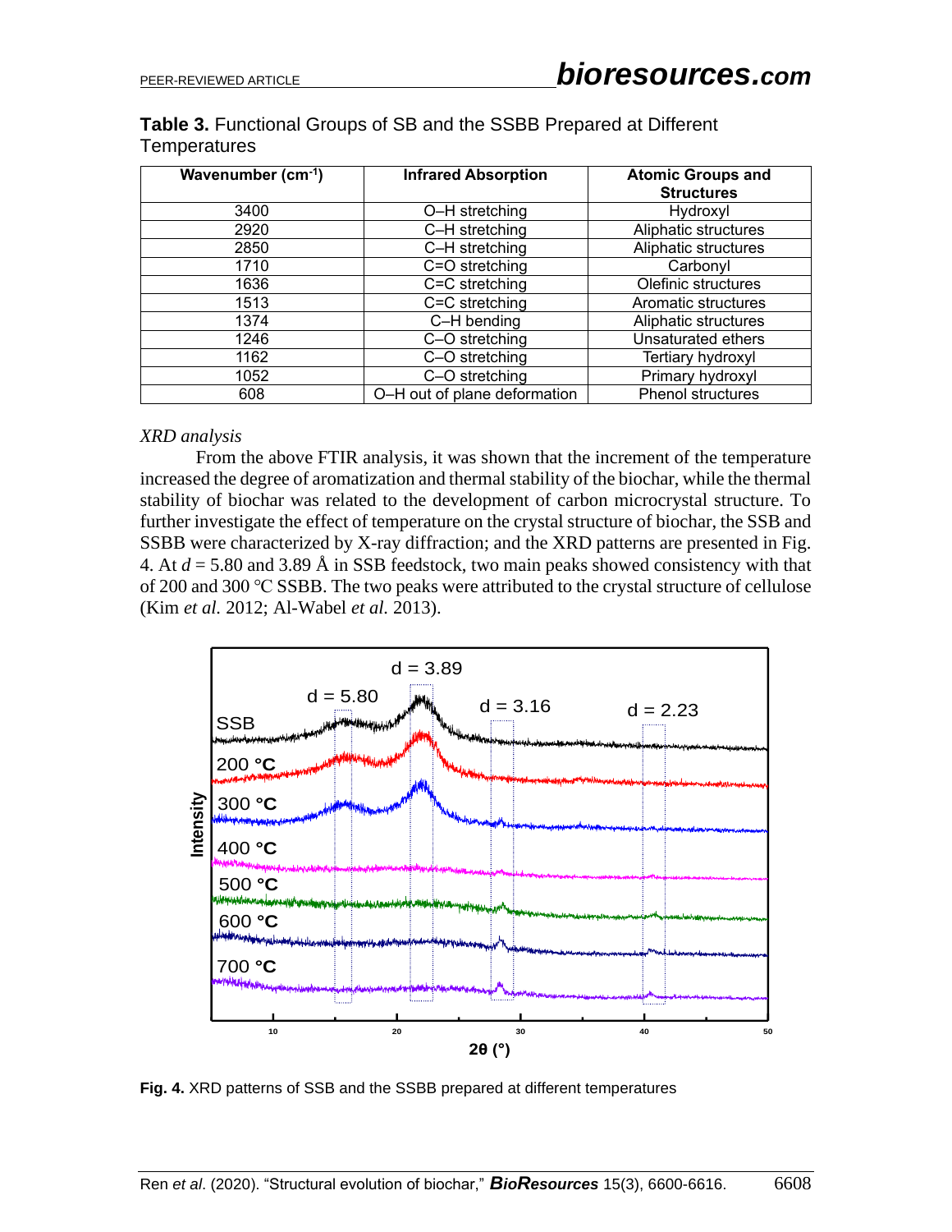**Table 3.** Functional Groups of SB and the SSBB Prepared at Different Temperatures

| Wavenumber ($cm^{-1}$) | Infrared Absorption | Atomic Groups and Structures |
|---|---|---|
| 3400 | O–H stretching | Hydroxyl |
| 2920 | C–H stretching | Aliphatic structures |
| 2850 | C–H stretching | Aliphatic structures |
| 1710 | C=O stretching | Carbonyl |
| 1636 | C=C stretching | Olefinic structures |
| 1513 | C=C stretching | Aromatic structures |
| 1374 | C–H bending | Aliphatic structures |
| 1246 | C–O stretching | Unsaturated ethers |
| 1162 | C–O stretching | Tertiary hydroxyl |
| 1052 | C–O stretching | Primary hydroxyl |
| 608 | O–H out of plane deformation | Phenol structures |

*XRD analysis*

From the above FTIR analysis, it was shown that the increment of the temperature increased the degree of aromatization and thermal stability of the biochar, while the thermal stability of biochar was related to the development of carbon microcrystal structure. To further investigate the effect of temperature on the crystal structure of biochar, the SSB and SSBB were characterized by X-ray diffraction; and the XRD patterns are presented in Fig. 4. At $d$ = 5.80 and 3.89 Å in SSB feedstock, two main peaks showed consistency with that of 200 and 300 °C SSBB. The two peaks were attributed to the crystal structure of cellulose (Kim *et al.* 2012; Al-Wabel *et al.* 2013).

**Fig. 4.** XRD patterns of SSB and the SSBB prepared at different temperatures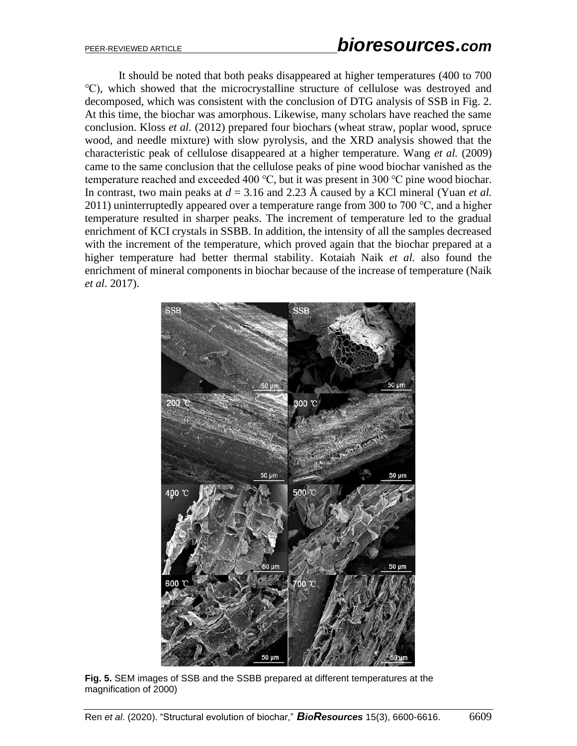It should be noted that both peaks disappeared at higher temperatures (400 to 700 ℃), which showed that the microcrystalline structure of cellulose was destroyed and decomposed, which was consistent with the conclusion of DTG analysis of SSB in Fig. 2. At this time, the biochar was amorphous. Likewise, many scholars have reached the same conclusion. Kloss *et al.* (2012) prepared four biochars (wheat straw, poplar wood, spruce wood, and needle mixture) with slow pyrolysis, and the XRD analysis showed that the characteristic peak of cellulose disappeared at a higher temperature. Wang *et al.* (2009) came to the same conclusion that the cellulose peaks of pine wood biochar vanished as the temperature reached and exceeded 400 ℃, but it was present in 300 ℃ pine wood biochar. In contrast, two main peaks at $d$ = 3.16 and 2.23 Å caused by a KCl mineral (Yuan *et al.* 2011) uninterruptedly appeared over a temperature range from 300 to 700 ℃, and a higher temperature resulted in sharper peaks. The increment of temperature led to the gradual enrichment of KCI crystals in SSBB. In addition, the intensity of all the samples decreased with the increment of the temperature, which proved again that the biochar prepared at a higher temperature had better thermal stability. Kotaiah Naik *et al.* also found the enrichment of mineral components in biochar because of the increase of temperature (Naik *et al.* 2017).

**Fig. 5.** SEM images of SSB and the SSBB prepared at different temperatures at the magnification of 2000)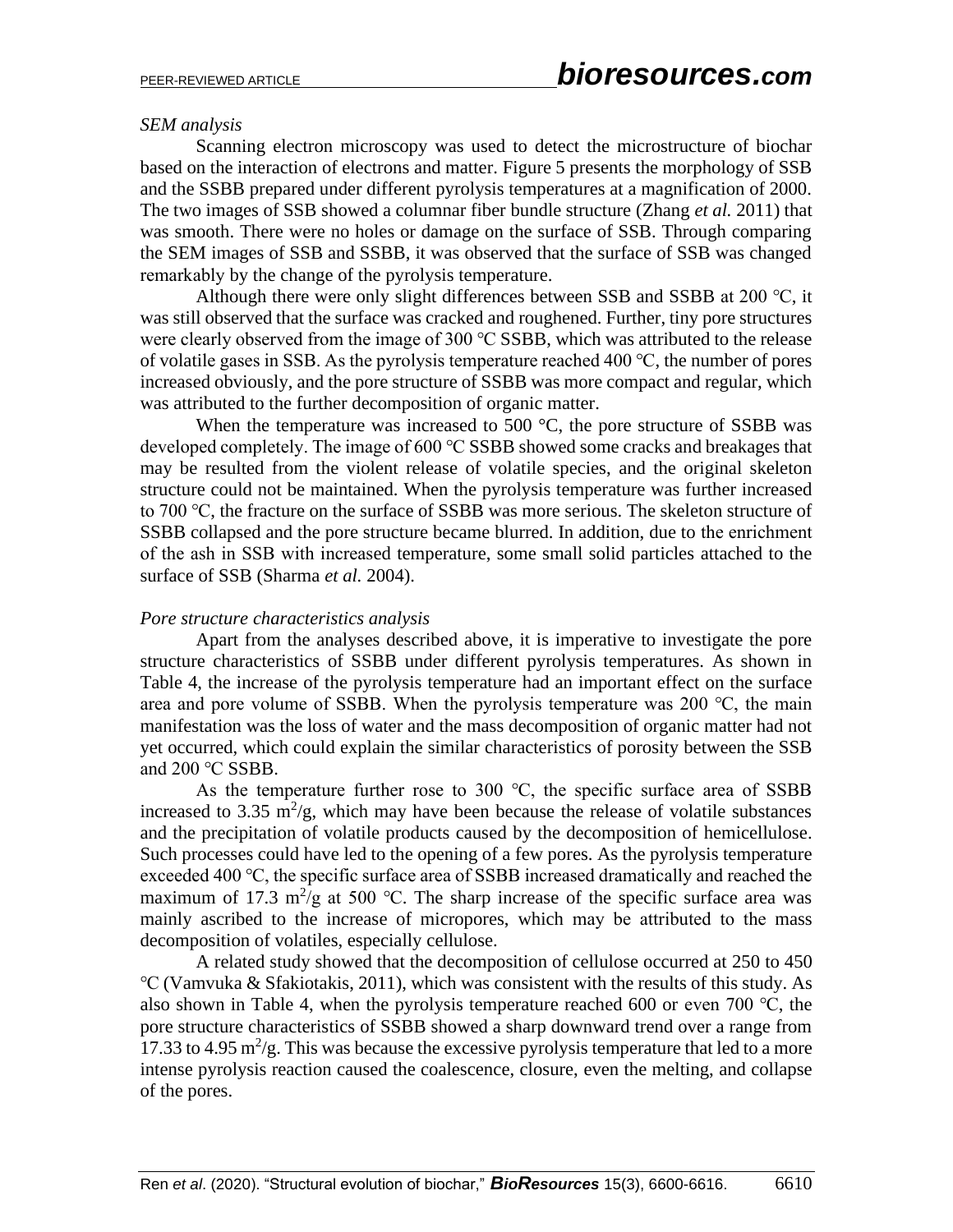*SEM analysis*

Scanning electron microscopy was used to detect the microstructure of biochar based on the interaction of electrons and matter. Figure 5 presents the morphology of SSB and the SSBB prepared under different pyrolysis temperatures at a magnification of 2000. The two images of SSB showed a columnar fiber bundle structure (Zhang *et al.* 2011) that was smooth. There were no holes or damage on the surface of SSB. Through comparing the SEM images of SSB and SSBB, it was observed that the surface of SSB was changed remarkably by the change of the pyrolysis temperature.

Although there were only slight differences between SSB and SSBB at 200 ℃, it was still observed that the surface was cracked and roughened. Further, tiny pore structures were clearly observed from the image of 300 ℃ SSBB, which was attributed to the release of volatile gases in SSB. As the pyrolysis temperature reached 400 ℃, the number of pores increased obviously, and the pore structure of SSBB was more compact and regular, which was attributed to the further decomposition of organic matter.

When the temperature was increased to 500 °C, the pore structure of SSBB was developed completely. The image of 600 ℃ SSBB showed some cracks and breakages that may be resulted from the violent release of volatile species, and the original skeleton structure could not be maintained. When the pyrolysis temperature was further increased to 700 ℃, the fracture on the surface of SSBB was more serious. The skeleton structure of SSBB collapsed and the pore structure became blurred. In addition, due to the enrichment of the ash in SSB with increased temperature, some small solid particles attached to the surface of SSB (Sharma *et al.* 2004).

*Pore structure characteristics analysis*

Apart from the analyses described above, it is imperative to investigate the pore structure characteristics of SSBB under different pyrolysis temperatures. As shown in Table 4, the increase of the pyrolysis temperature had an important effect on the surface area and pore volume of SSBB. When the pyrolysis temperature was 200 ℃, the main manifestation was the loss of water and the mass decomposition of organic matter had not yet occurred, which could explain the similar characteristics of porosity between the SSB and 200 ℃ SSBB.

As the temperature further rose to 300 ℃, the specific surface area of SSBB increased to 3.35 $m^2/g$, which may have been because the release of volatile substances and the precipitation of volatile products caused by the decomposition of hemicellulose. Such processes could have led to the opening of a few pores. As the pyrolysis temperature exceeded 400 ℃, the specific surface area of SSBB increased dramatically and reached the maximum of 17.3 $m^2/g$ at 500 ℃. The sharp increase of the specific surface area was mainly ascribed to the increase of micropores, which may be attributed to the mass decomposition of volatiles, especially cellulose.

A related study showed that the decomposition of cellulose occurred at 250 to 450 ℃ (Vamvuka & Sfakiotakis, 2011), which was consistent with the results of this study. As also shown in Table 4, when the pyrolysis temperature reached 600 or even 700 ℃, the pore structure characteristics of SSBB showed a sharp downward trend over a range from 17.33 to 4.95 $m^2/g$. This was because the excessive pyrolysis temperature that led to a more intense pyrolysis reaction caused the coalescence, closure, even the melting, and collapse of the pores.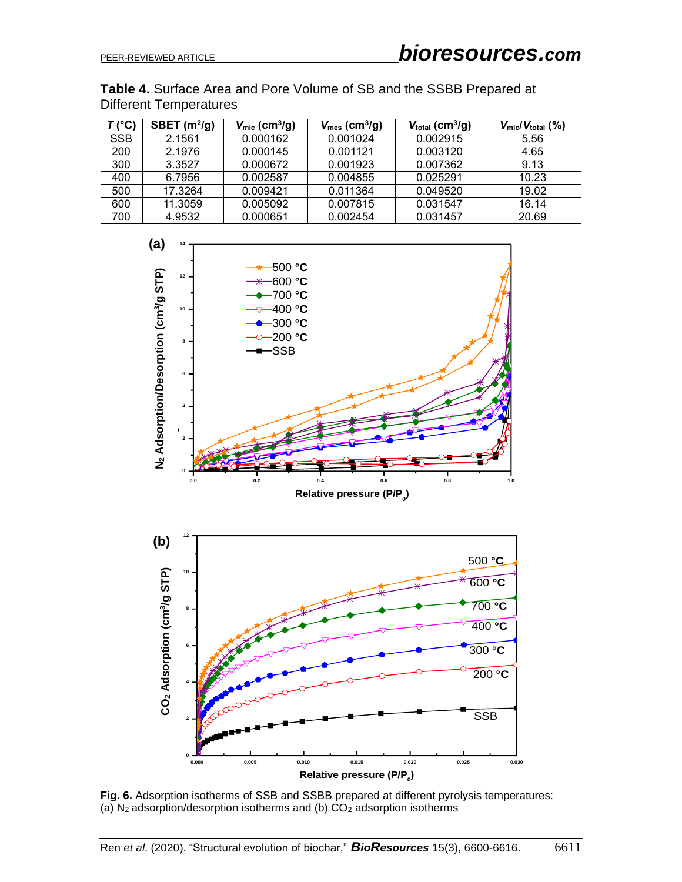**Table 4.** Surface Area and Pore Volume of SB and the SSBB Prepared at Different Temperatures

| *T* (°C) | SBET ($m^2/g$) | $V_{mic}$ ($cm^3/g$) | $V_{mes}$ ($cm^3/g$) | $V_{total}$ ($cm^3/g$) | $V_{mic}/V_{total}$ (%) |
|---|---|---|---|---|---|
| SSB | 2.1561 | 0.000162 | 0.001024 | 0.002915 | 5.56 |
| 200 | 2.1976 | 0.000145 | 0.001121 | 0.003120 | 4.65 |
| 300 | 3.3527 | 0.000672 | 0.001923 | 0.007362 | 9.13 |
| 400 | 6.7956 | 0.002587 | 0.004855 | 0.025291 | 10.23 |
| 500 | 17.3264 | 0.009421 | 0.011364 | 0.049520 | 19.02 |
| 600 | 11.3059 | 0.005092 | 0.007815 | 0.031547 | 16.14 |
| 700 | 4.9532 | 0.000651 | 0.002454 | 0.031457 | 20.69 |

**Fig. 6.** Adsorption isotherms of SSB and SSBB prepared at different pyrolysis temperatures: (a) $N_2$ adsorption/desorption isotherms and (b) $CO_2$ adsorption isotherms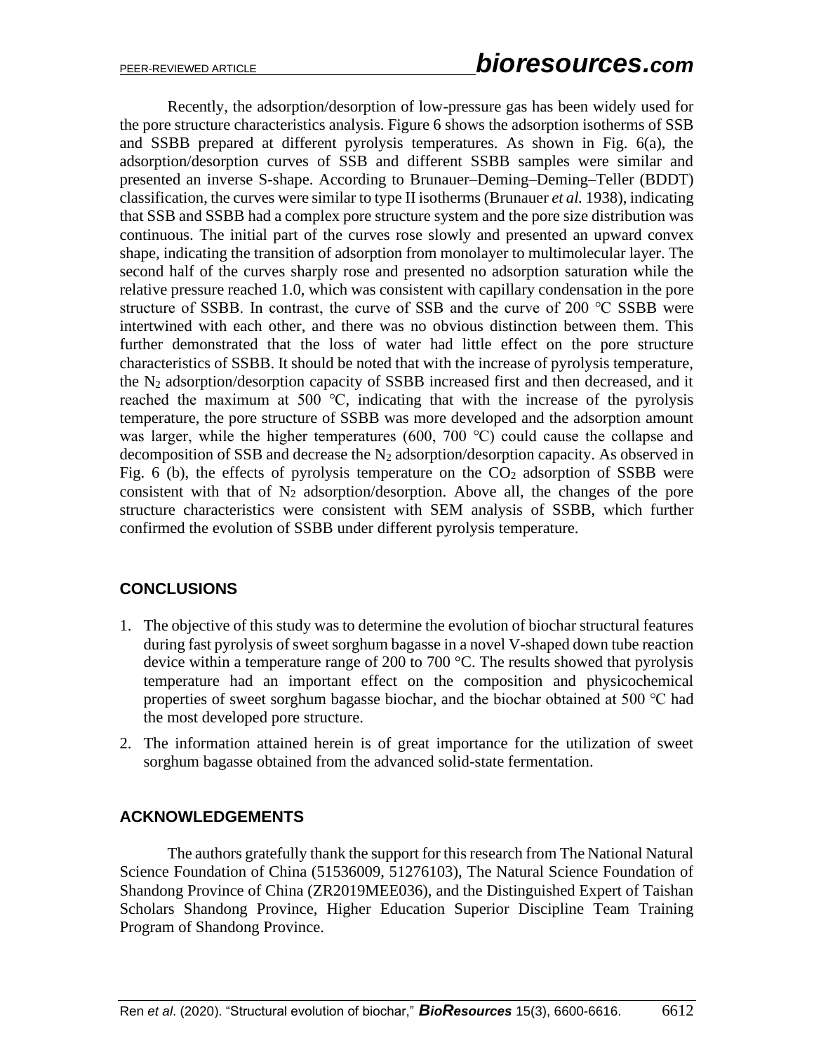Recently, the adsorption/desorption of low-pressure gas has been widely used for the pore structure characteristics analysis. Figure 6 shows the adsorption isotherms of SSB and SSBB prepared at different pyrolysis temperatures. As shown in Fig. 6(a), the adsorption/desorption curves of SSB and different SSBB samples were similar and presented an inverse S-shape. According to Brunauer–Deming–Deming–Teller (BDDT) classification, the curves were similar to type II isotherms (Brunauer *et al.* 1938), indicating that SSB and SSBB had a complex pore structure system and the pore size distribution was continuous. The initial part of the curves rose slowly and presented an upward convex shape, indicating the transition of adsorption from monolayer to multimolecular layer. The second half of the curves sharply rose and presented no adsorption saturation while the relative pressure reached 1.0, which was consistent with capillary condensation in the pore structure of SSBB. In contrast, the curve of SSB and the curve of 200 ℃ SSBB were intertwined with each other, and there was no obvious distinction between them. This further demonstrated that the loss of water had little effect on the pore structure characteristics of SSBB. It should be noted that with the increase of pyrolysis temperature, the $N_2$ adsorption/desorption capacity of SSBB increased first and then decreased, and it reached the maximum at 500 ℃, indicating that with the increase of the pyrolysis temperature, the pore structure of SSBB was more developed and the adsorption amount was larger, while the higher temperatures (600, 700 ℃) could cause the collapse and decomposition of SSB and decrease the $N_2$ adsorption/desorption capacity. As observed in Fig. 6 (b), the effects of pyrolysis temperature on the $CO_2$ adsorption of SSBB were consistent with that of $N_2$ adsorption/desorption. Above all, the changes of the pore structure characteristics were consistent with SEM analysis of SSBB, which further confirmed the evolution of SSBB under different pyrolysis temperature.

## CONCLUSIONS

1. The objective of this study was to determine the evolution of biochar structural features during fast pyrolysis of sweet sorghum bagasse in a novel V-shaped down tube reaction device within a temperature range of 200 to 700 °C. The results showed that pyrolysis temperature had an important effect on the composition and physicochemical properties of sweet sorghum bagasse biochar, and the biochar obtained at 500 ℃ had the most developed pore structure.
2. The information attained herein is of great importance for the utilization of sweet sorghum bagasse obtained from the advanced solid-state fermentation.

## ACKNOWLEDGEMENTS

The authors gratefully thank the support for this research from The National Natural Science Foundation of China (51536009, 51276103), The Natural Science Foundation of Shandong Province of China (ZR2019MEE036), and the Distinguished Expert of Taishan Scholars Shandong Province, Higher Education Superior Discipline Team Training Program of Shandong Province.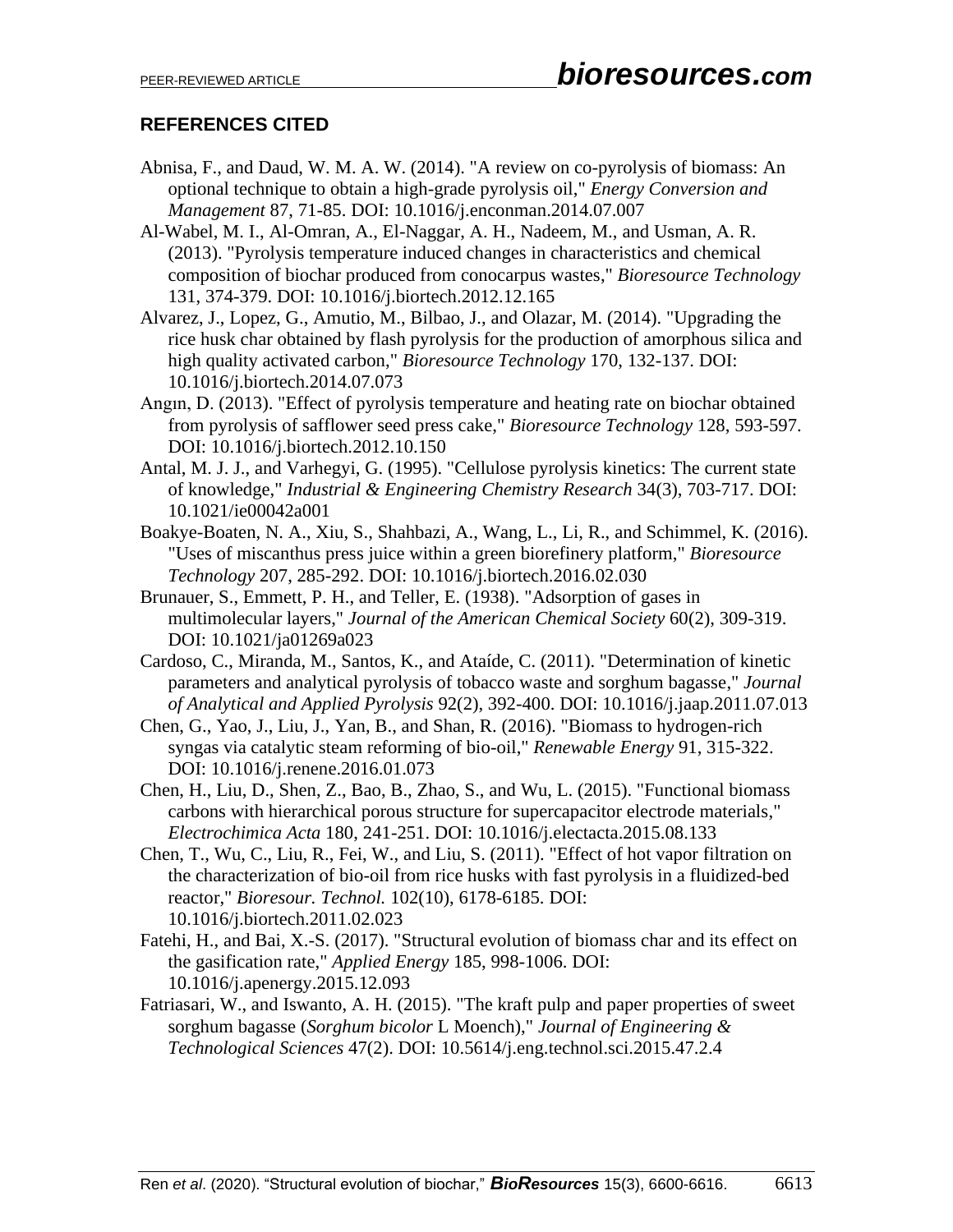## REFERENCES CITED

Abnisa, F., and Daud, W. M. A. W. (2014). "A review on co-pyrolysis of biomass: An optional technique to obtain a high-grade pyrolysis oil," *Energy Conversion and Management* 87, 71-85. DOI: 10.1016/j.enconman.2014.07.007

Al-Wabel, M. I., Al-Omran, A., El-Naggar, A. H., Nadeem, M., and Usman, A. R. (2013). "Pyrolysis temperature induced changes in characteristics and chemical composition of biochar produced from conocarpus wastes," *Bioresource Technology* 131, 374-379. DOI: 10.1016/j.biortech.2012.12.165

Alvarez, J., Lopez, G., Amutio, M., Bilbao, J., and Olazar, M. (2014). "Upgrading the rice husk char obtained by flash pyrolysis for the production of amorphous silica and high quality activated carbon," *Bioresource Technology* 170, 132-137. DOI: 10.1016/j.biortech.2014.07.073

Angın, D. (2013). "Effect of pyrolysis temperature and heating rate on biochar obtained from pyrolysis of safflower seed press cake," *Bioresource Technology* 128, 593-597. DOI: 10.1016/j.biortech.2012.10.150

Antal, M. J. J., and Varhegyi, G. (1995). "Cellulose pyrolysis kinetics: The current state of knowledge," *Industrial & Engineering Chemistry Research* 34(3), 703-717. DOI: 10.1021/ie00042a001

Boakye-Boaten, N. A., Xiu, S., Shahbazi, A., Wang, L., Li, R., and Schimmel, K. (2016). "Uses of miscanthus press juice within a green biorefinery platform," *Bioresource Technology* 207, 285-292. DOI: 10.1016/j.biortech.2016.02.030

Brunauer, S., Emmett, P. H., and Teller, E. (1938). "Adsorption of gases in multimolecular layers," *Journal of the American Chemical Society* 60(2), 309-319. DOI: 10.1021/ja01269a023

Cardoso, C., Miranda, M., Santos, K., and Ataíde, C. (2011). "Determination of kinetic parameters and analytical pyrolysis of tobacco waste and sorghum bagasse," *Journal of Analytical and Applied Pyrolysis* 92(2), 392-400. DOI: 10.1016/j.jaap.2011.07.013

Chen, G., Yao, J., Liu, J., Yan, B., and Shan, R. (2016). "Biomass to hydrogen-rich syngas via catalytic steam reforming of bio-oil," *Renewable Energy* 91, 315-322. DOI: 10.1016/j.renene.2016.01.073

Chen, H., Liu, D., Shen, Z., Bao, B., Zhao, S., and Wu, L. (2015). "Functional biomass carbons with hierarchical porous structure for supercapacitor electrode materials," *Electrochimica Acta* 180, 241-251. DOI: 10.1016/j.electacta.2015.08.133

Chen, T., Wu, C., Liu, R., Fei, W., and Liu, S. (2011). "Effect of hot vapor filtration on the characterization of bio-oil from rice husks with fast pyrolysis in a fluidized-bed reactor," *Bioresour. Technol.* 102(10), 6178-6185. DOI: 10.1016/j.biortech.2011.02.023

Fatehi, H., and Bai, X.-S. (2017). "Structural evolution of biomass char and its effect on the gasification rate," *Applied Energy* 185, 998-1006. DOI: 10.1016/j.apenergy.2015.12.093

Fatriasari, W., and Iswanto, A. H. (2015). "The kraft pulp and paper properties of sweet sorghum bagasse (*Sorghum bicolor* L Moench)," *Journal of Engineering & Technological Sciences* 47(2). DOI: 10.5614/j.eng.technol.sci.2015.47.2.4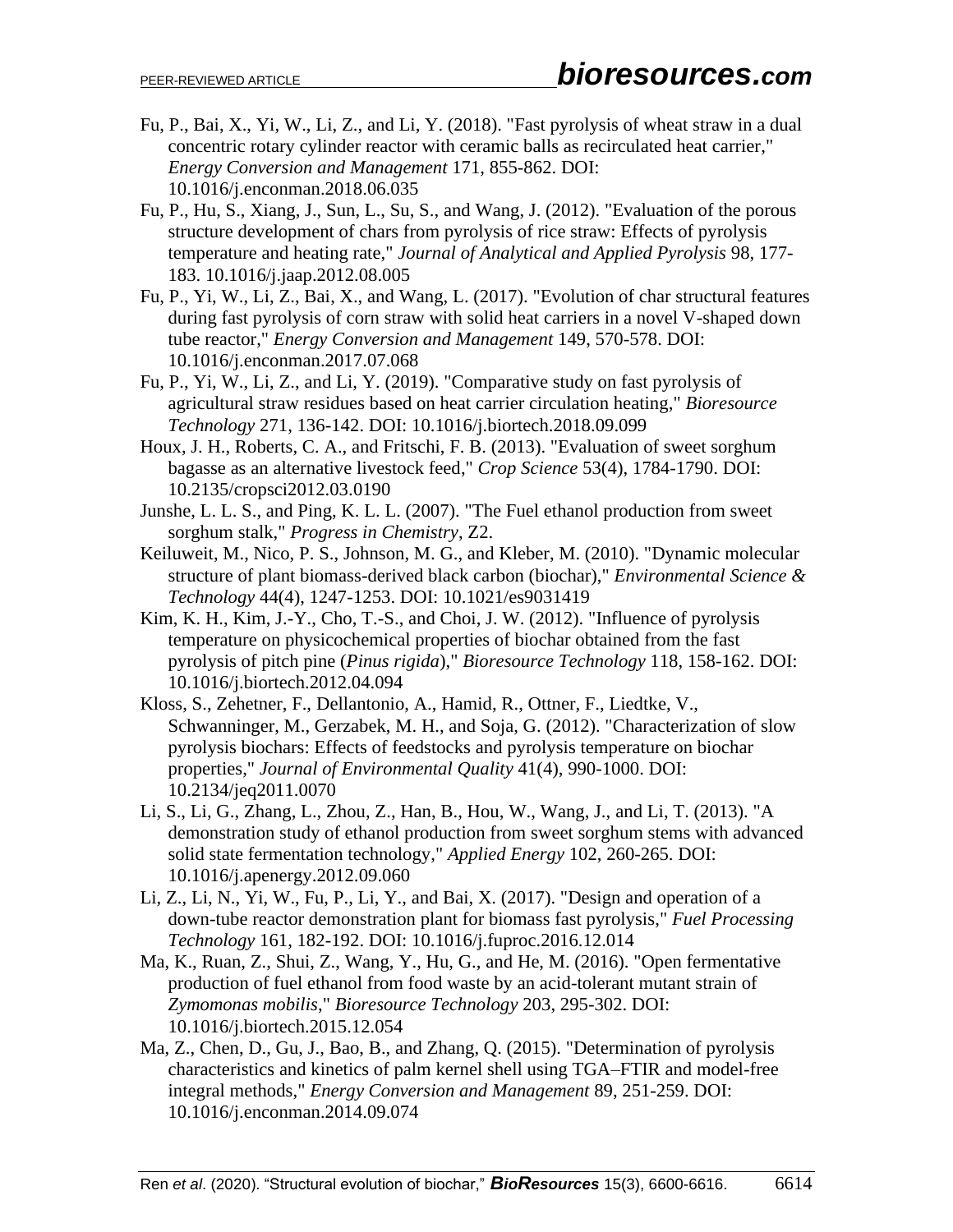Fu, P., Bai, X., Yi, W., Li, Z., and Li, Y. (2018). "Fast pyrolysis of wheat straw in a dual concentric rotary cylinder reactor with ceramic balls as recirculated heat carrier," *Energy Conversion and Management* 171, 855-862. DOI: 10.1016/j.enconman.2018.06.035

Fu, P., Hu, S., Xiang, J., Sun, L., Su, S., and Wang, J. (2012). "Evaluation of the porous structure development of chars from pyrolysis of rice straw: Effects of pyrolysis temperature and heating rate," *Journal of Analytical and Applied Pyrolysis* 98, 177-183. 10.1016/j.jaap.2012.08.005

Fu, P., Yi, W., Li, Z., Bai, X., and Wang, L. (2017). "Evolution of char structural features during fast pyrolysis of corn straw with solid heat carriers in a novel V-shaped down tube reactor," *Energy Conversion and Management* 149, 570-578. DOI: 10.1016/j.enconman.2017.07.068

Fu, P., Yi, W., Li, Z., and Li, Y. (2019). "Comparative study on fast pyrolysis of agricultural straw residues based on heat carrier circulation heating," *Bioresource Technology* 271, 136-142. DOI: 10.1016/j.biortech.2018.09.099

Houx, J. H., Roberts, C. A., and Fritschi, F. B. (2013). "Evaluation of sweet sorghum bagasse as an alternative livestock feed," *Crop Science* 53(4), 1784-1790. DOI: 10.2135/cropsci2012.03.0190

Junshe, L. L. S., and Ping, K. L. L. (2007). "The Fuel ethanol production from sweet sorghum stalk," *Progress in Chemistry*, Z2.

Keiluweit, M., Nico, P. S., Johnson, M. G., and Kleber, M. (2010). "Dynamic molecular structure of plant biomass-derived black carbon (biochar)," *Environmental Science & Technology* 44(4), 1247-1253. DOI: 10.1021/es9031419

Kim, K. H., Kim, J.-Y., Cho, T.-S., and Choi, J. W. (2012). "Influence of pyrolysis temperature on physicochemical properties of biochar obtained from the fast pyrolysis of pitch pine (*Pinus rigida*)," *Bioresource Technology* 118, 158-162. DOI: 10.1016/j.biortech.2012.04.094

Kloss, S., Zehetner, F., Dellantonio, A., Hamid, R., Ottner, F., Liedtke, V., Schwanninger, M., Gerzabek, M. H., and Soja, G. (2012). "Characterization of slow pyrolysis biochars: Effects of feedstocks and pyrolysis temperature on biochar properties," *Journal of Environmental Quality* 41(4), 990-1000. DOI: 10.2134/jeq2011.0070

Li, S., Li, G., Zhang, L., Zhou, Z., Han, B., Hou, W., Wang, J., and Li, T. (2013). "A demonstration study of ethanol production from sweet sorghum stems with advanced solid state fermentation technology," *Applied Energy* 102, 260-265. DOI: 10.1016/j.apenergy.2012.09.060

Li, Z., Li, N., Yi, W., Fu, P., Li, Y., and Bai, X. (2017). "Design and operation of a down-tube reactor demonstration plant for biomass fast pyrolysis," *Fuel Processing Technology* 161, 182-192. DOI: 10.1016/j.fuproc.2016.12.014

Ma, K., Ruan, Z., Shui, Z., Wang, Y., Hu, G., and He, M. (2016). "Open fermentative production of fuel ethanol from food waste by an acid-tolerant mutant strain of *Zymomonas mobilis*," *Bioresource Technology* 203, 295-302. DOI: 10.1016/j.biortech.2015.12.054

Ma, Z., Chen, D., Gu, J., Bao, B., and Zhang, Q. (2015). "Determination of pyrolysis characteristics and kinetics of palm kernel shell using TGA–FTIR and model-free integral methods," *Energy Conversion and Management* 89, 251-259. DOI: 10.1016/j.enconman.2014.09.074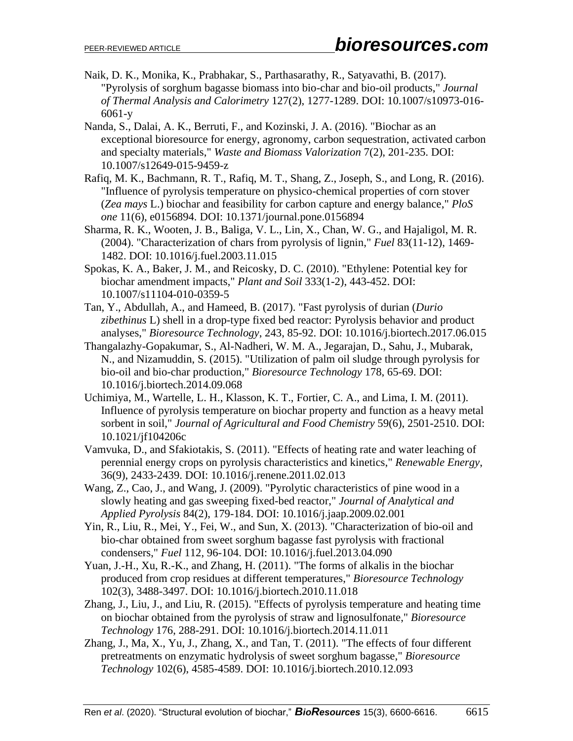Naik, D. K., Monika, K., Prabhakar, S., Parthasarathy, R., Satyavathi, B. (2017). "Pyrolysis of sorghum bagasse biomass into bio-char and bio-oil products," *Journal of Thermal Analysis and Calorimetry* 127(2), 1277-1289. DOI: 10.1007/s10973-016-6061-y

Nanda, S., Dalai, A. K., Berruti, F., and Kozinski, J. A. (2016). "Biochar as an exceptional bioresource for energy, agronomy, carbon sequestration, activated carbon and specialty materials," *Waste and Biomass Valorization* 7(2), 201-235. DOI: 10.1007/s12649-015-9459-z

Rafiq, M. K., Bachmann, R. T., Rafiq, M. T., Shang, Z., Joseph, S., and Long, R. (2016). "Influence of pyrolysis temperature on physico-chemical properties of corn stover (*Zea mays* L.) biochar and feasibility for carbon capture and energy balance," *PloS one* 11(6), e0156894. DOI: 10.1371/journal.pone.0156894

Sharma, R. K., Wooten, J. B., Baliga, V. L., Lin, X., Chan, W. G., and Hajaligol, M. R. (2004). "Characterization of chars from pyrolysis of lignin," *Fuel* 83(11-12), 1469-1482. DOI: 10.1016/j.fuel.2003.11.015

Spokas, K. A., Baker, J. M., and Reicosky, D. C. (2010). "Ethylene: Potential key for biochar amendment impacts," *Plant and Soil* 333(1-2), 443-452. DOI: 10.1007/s11104-010-0359-5

Tan, Y., Abdullah, A., and Hameed, B. (2017). "Fast pyrolysis of durian (*Durio zibethinus* L) shell in a drop-type fixed bed reactor: Pyrolysis behavior and product analyses," *Bioresource Technology*, 243, 85-92. DOI: 10.1016/j.biortech.2017.06.015

Thangalazhy-Gopakumar, S., Al-Nadheri, W. M. A., Jegarajan, D., Sahu, J., Mubarak, N., and Nizamuddin, S. (2015). "Utilization of palm oil sludge through pyrolysis for bio-oil and bio-char production," *Bioresource Technology* 178, 65-69. DOI: 10.1016/j.biortech.2014.09.068

Uchimiya, M., Wartelle, L. H., Klasson, K. T., Fortier, C. A., and Lima, I. M. (2011). Influence of pyrolysis temperature on biochar property and function as a heavy metal sorbent in soil," *Journal of Agricultural and Food Chemistry* 59(6), 2501-2510. DOI: 10.1021/jf104206c

Vamvuka, D., and Sfakiotakis, S. (2011). "Effects of heating rate and water leaching of perennial energy crops on pyrolysis characteristics and kinetics," *Renewable Energy*, 36(9), 2433-2439. DOI: 10.1016/j.renene.2011.02.013

Wang, Z., Cao, J., and Wang, J. (2009). "Pyrolytic characteristics of pine wood in a slowly heating and gas sweeping fixed-bed reactor," *Journal of Analytical and Applied Pyrolysis* 84(2), 179-184. DOI: 10.1016/j.jaap.2009.02.001

Yin, R., Liu, R., Mei, Y., Fei, W., and Sun, X. (2013). "Characterization of bio-oil and bio-char obtained from sweet sorghum bagasse fast pyrolysis with fractional condensers," *Fuel* 112, 96-104. DOI: 10.1016/j.fuel.2013.04.090

Yuan, J.-H., Xu, R.-K., and Zhang, H. (2011). "The forms of alkalis in the biochar produced from crop residues at different temperatures," *Bioresource Technology* 102(3), 3488-3497. DOI: 10.1016/j.biortech.2010.11.018

Zhang, J., Liu, J., and Liu, R. (2015). "Effects of pyrolysis temperature and heating time on biochar obtained from the pyrolysis of straw and lignosulfonate," *Bioresource Technology* 176, 288-291. DOI: 10.1016/j.biortech.2014.11.011

Zhang, J., Ma, X., Yu, J., Zhang, X., and Tan, T. (2011). "The effects of four different pretreatments on enzymatic hydrolysis of sweet sorghum bagasse," *Bioresource Technology* 102(6), 4585-4589. DOI: 10.1016/j.biortech.2010.12.093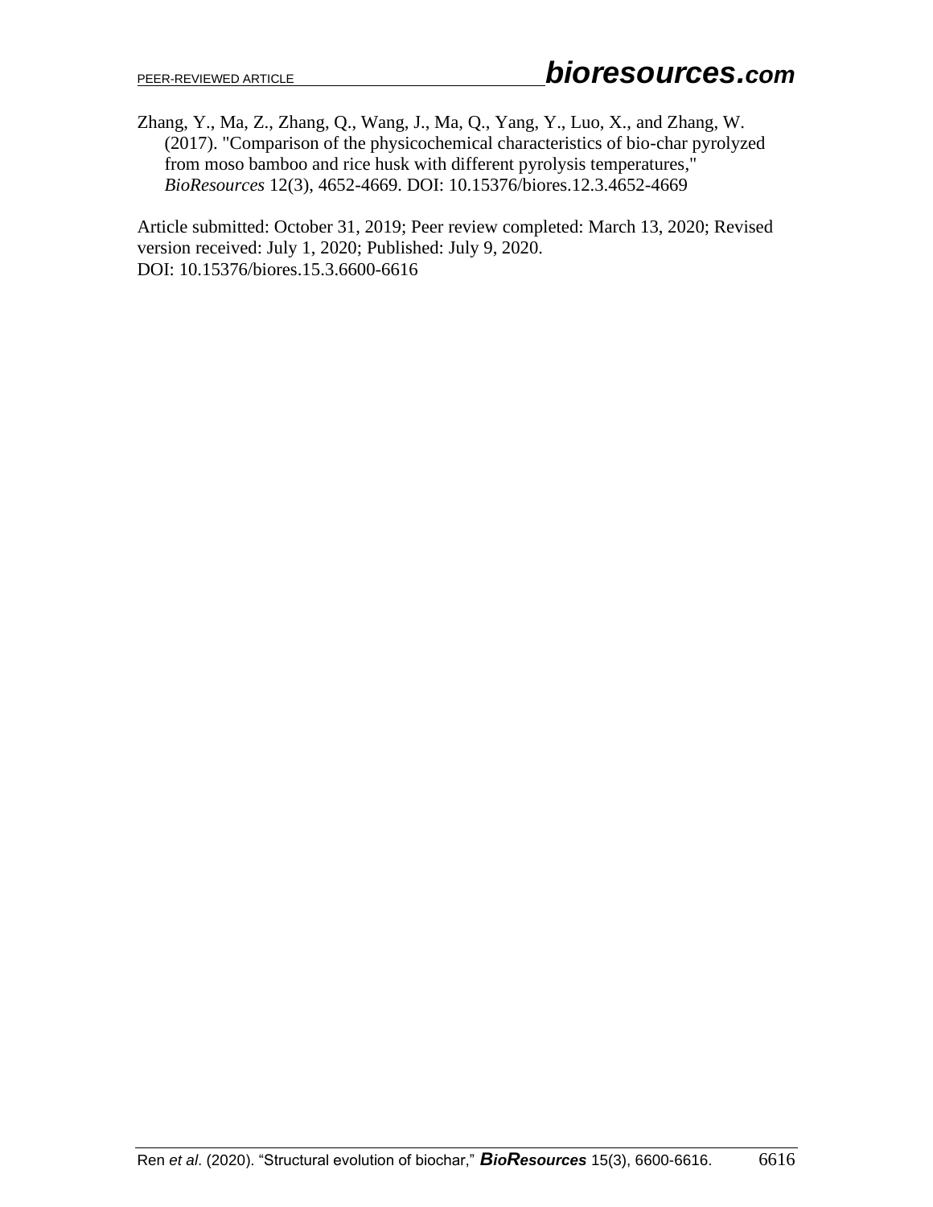Zhang, Y., Ma, Z., Zhang, Q., Wang, J., Ma, Q., Yang, Y., Luo, X., and Zhang, W. (2017). "Comparison of the physicochemical characteristics of bio-char pyrolyzed from moso bamboo and rice husk with different pyrolysis temperatures," *BioResources* 12(3), 4652-4669. DOI: 10.15376/biores.12.3.4652-4669

Article submitted: October 31, 2019; Peer review completed: March 13, 2020; Revised version received: July 1, 2020; Published: July 9, 2020.
DOI: 10.15376/biores.15.3.6600-6616